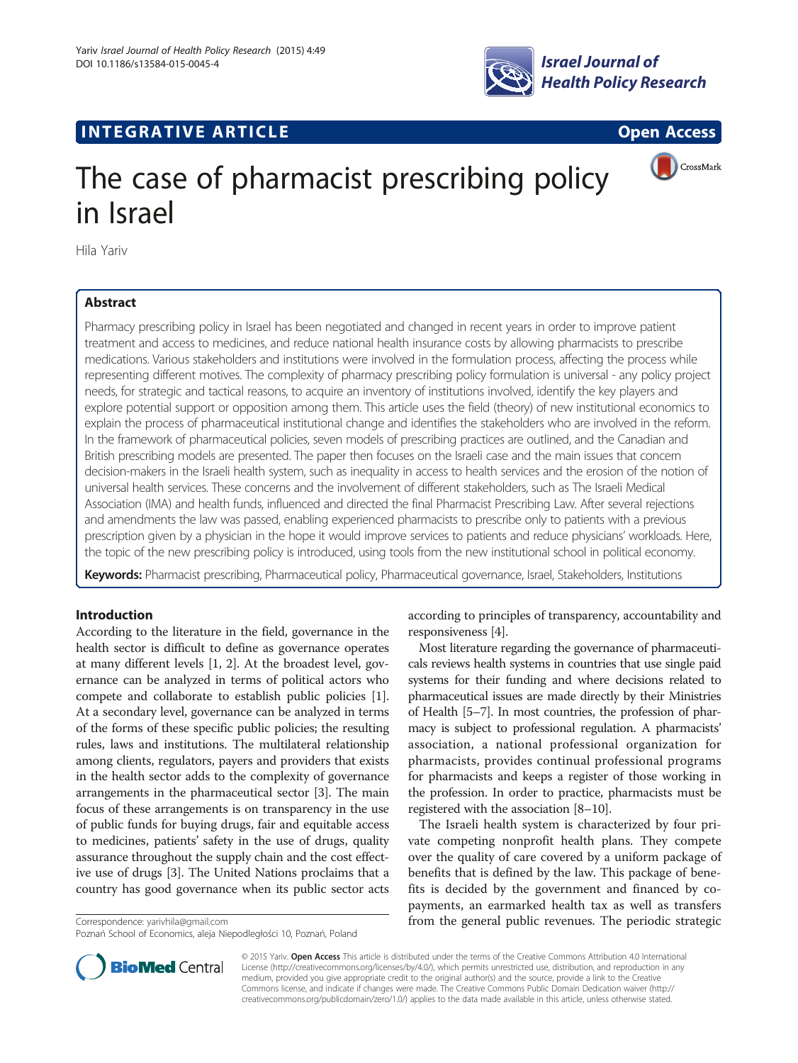INTEGRATIVE ARTICLE

Open Access

# The case of pharmacist prescribing policy in Israel

Hila Yariv

## Abstract

Pharmacy prescribing policy in Israel has been negotiated and changed in recent years in order to improve patient treatment and access to medicines, and reduce national health insurance costs by allowing pharmacists to prescribe medications. Various stakeholders and institutions were involved in the formulation process, affecting the process while representing different motives. The complexity of pharmacy prescribing policy formulation is universal - any policy project needs, for strategic and tactical reasons, to acquire an inventory of institutions involved, identify the key players and explore potential support or opposition among them. This article uses the field (theory) of new institutional economics to explain the process of pharmaceutical institutional change and identifies the stakeholders who are involved in the reform. In the framework of pharmaceutical policies, seven models of prescribing practices are outlined, and the Canadian and British prescribing models are presented. The paper then focuses on the Israeli case and the main issues that concern decision-makers in the Israeli health system, such as inequality in access to health services and the erosion of the notion of universal health services. These concerns and the involvement of different stakeholders, such as The Israeli Medical Association (IMA) and health funds, influenced and directed the final Pharmacist Prescribing Law. After several rejections and amendments the law was passed, enabling experienced pharmacists to prescribe only to patients with a previous prescription given by a physician in the hope it would improve services to patients and reduce physicians' workloads. Here, the topic of the new prescribing policy is introduced, using tools from the new institutional school in political economy.

**Keywords:** Pharmacist prescribing, Pharmaceutical policy, Pharmaceutical governance, Israel, Stakeholders, Institutions

## Introduction

According to the literature in the field, governance in the health sector is difficult to define as governance operates at many different levels [1, 2]. At the broadest level, governance can be analyzed in terms of political actors who compete and collaborate to establish public policies [1]. At a secondary level, governance can be analyzed in terms of the forms of these specific public policies; the resulting rules, laws and institutions. The multilateral relationship among clients, regulators, payers and providers that exists in the health sector adds to the complexity of governance arrangements in the pharmaceutical sector [3]. The main focus of these arrangements is on transparency in the use of public funds for buying drugs, fair and equitable access to medicines, patients' safety in the use of drugs, quality assurance throughout the supply chain and the cost effective use of drugs [3]. The United Nations proclaims that a country has good governance when its public sector acts according to principles of transparency, accountability and responsiveness [4].

Most literature regarding the governance of pharmaceuticals reviews health systems in countries that use single paid systems for their funding and where decisions related to pharmaceutical issues are made directly by their Ministries of Health [5–7]. In most countries, the profession of pharmacy is subject to professional regulation. A pharmacists' association, a national professional organization for pharmacists, provides continual professional programs for pharmacists and keeps a register of those working in the profession. In order to practice, pharmacists must be registered with the association [8–10].

The Israeli health system is characterized by four private competing nonprofit health plans. They compete over the quality of care covered by a uniform package of benefits that is defined by the law. This package of benefits is decided by the government and financed by co-payments, an earmarked health tax as well as transfers from the general public revenues. The periodic strategic

Correspondence: yarivhila@gmail.com
Poznań School of Economics, aleja Niepodległości 10, Poznań, Poland

© 2015 Yariv. **Open Access** This article is distributed under the terms of the Creative Commons Attribution 4.0 International License (http://creativecommons.org/licenses/by/4.0/), which permits unrestricted use, distribution, and reproduction in any medium, provided you give appropriate credit to the original author(s) and the source, provide a link to the Creative Commons license, and indicate if changes were made. The Creative Commons Public Domain Dedication waiver (http://creativecommons.org/publicdomain/zero/1.0/) applies to the data made available in this article, unless otherwise stated.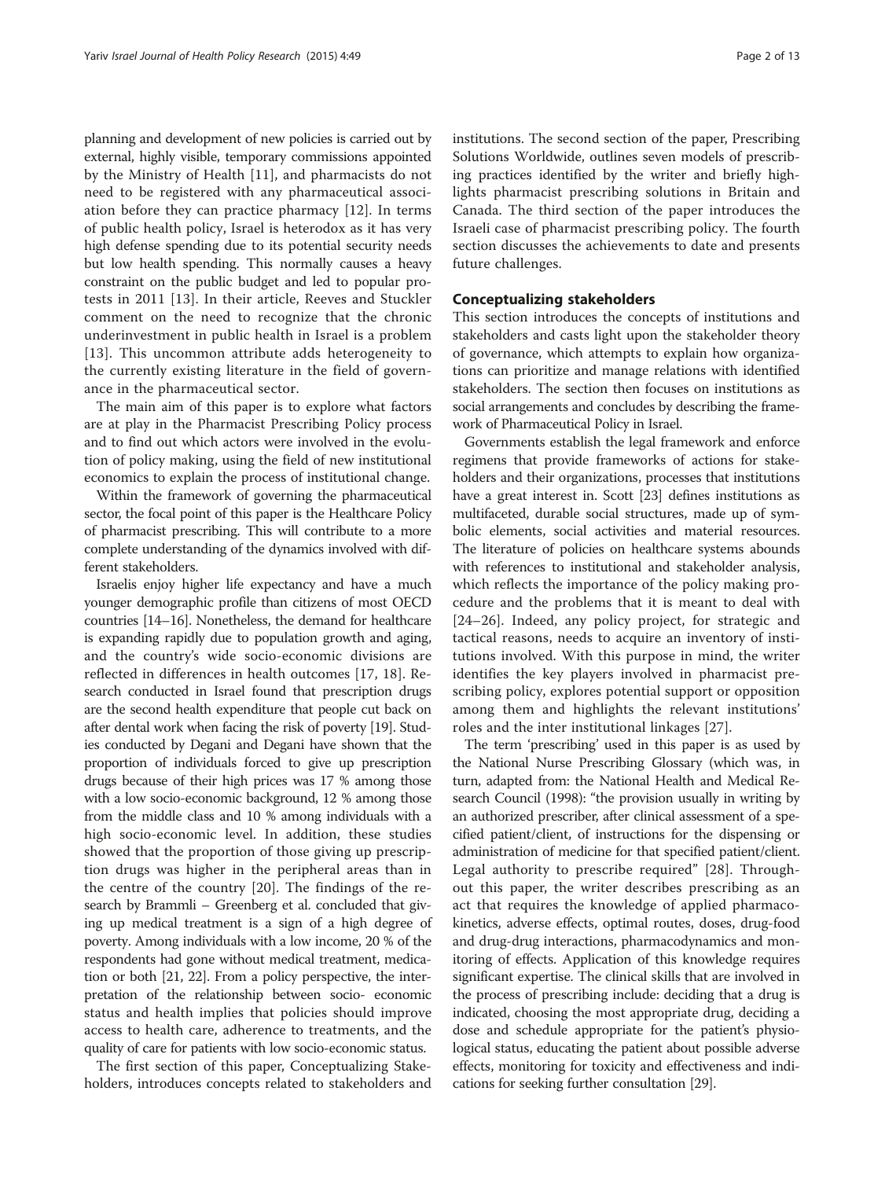planning and development of new policies is carried out by external, highly visible, temporary commissions appointed by the Ministry of Health [11], and pharmacists do not need to be registered with any pharmaceutical association before they can practice pharmacy [12]. In terms of public health policy, Israel is heterodox as it has very high defense spending due to its potential security needs but low health spending. This normally causes a heavy constraint on the public budget and led to popular protests in 2011 [13]. In their article, Reeves and Stuckler comment on the need to recognize that the chronic underinvestment in public health in Israel is a problem [13]. This uncommon attribute adds heterogeneity to the currently existing literature in the field of governance in the pharmaceutical sector.

The main aim of this paper is to explore what factors are at play in the Pharmacist Prescribing Policy process and to find out which actors were involved in the evolution of policy making, using the field of new institutional economics to explain the process of institutional change.

Within the framework of governing the pharmaceutical sector, the focal point of this paper is the Healthcare Policy of pharmacist prescribing. This will contribute to a more complete understanding of the dynamics involved with different stakeholders.

Israelis enjoy higher life expectancy and have a much younger demographic profile than citizens of most OECD countries [14–16]. Nonetheless, the demand for healthcare is expanding rapidly due to population growth and aging, and the country's wide socio-economic divisions are reflected in differences in health outcomes [17, 18]. Research conducted in Israel found that prescription drugs are the second health expenditure that people cut back on after dental work when facing the risk of poverty [19]. Studies conducted by Degani and Degani have shown that the proportion of individuals forced to give up prescription drugs because of their high prices was 17 % among those with a low socio-economic background, 12 % among those from the middle class and 10 % among individuals with a high socio-economic level. In addition, these studies showed that the proportion of those giving up prescription drugs was higher in the peripheral areas than in the centre of the country [20]. The findings of the research by Brammli – Greenberg et al. concluded that giving up medical treatment is a sign of a high degree of poverty. Among individuals with a low income, 20 % of the respondents had gone without medical treatment, medication or both [21, 22]. From a policy perspective, the interpretation of the relationship between socio- economic status and health implies that policies should improve access to health care, adherence to treatments, and the quality of care for patients with low socio-economic status.

The first section of this paper, Conceptualizing Stakeholders, introduces concepts related to stakeholders and institutions. The second section of the paper, Prescribing Solutions Worldwide, outlines seven models of prescribing practices identified by the writer and briefly highlights pharmacist prescribing solutions in Britain and Canada. The third section of the paper introduces the Israeli case of pharmacist prescribing policy. The fourth section discusses the achievements to date and presents future challenges.

## Conceptualizing stakeholders

This section introduces the concepts of institutions and stakeholders and casts light upon the stakeholder theory of governance, which attempts to explain how organizations can prioritize and manage relations with identified stakeholders. The section then focuses on institutions as social arrangements and concludes by describing the framework of Pharmaceutical Policy in Israel.

Governments establish the legal framework and enforce regimens that provide frameworks of actions for stakeholders and their organizations, processes that institutions have a great interest in. Scott [23] defines institutions as multifaceted, durable social structures, made up of symbolic elements, social activities and material resources. The literature of policies on healthcare systems abounds with references to institutional and stakeholder analysis, which reflects the importance of the policy making procedure and the problems that it is meant to deal with [24–26]. Indeed, any policy project, for strategic and tactical reasons, needs to acquire an inventory of institutions involved. With this purpose in mind, the writer identifies the key players involved in pharmacist prescribing policy, explores potential support or opposition among them and highlights the relevant institutions' roles and the inter institutional linkages [27].

The term 'prescribing' used in this paper is as used by the National Nurse Prescribing Glossary (which was, in turn, adapted from: the National Health and Medical Research Council (1998): "the provision usually in writing by an authorized prescriber, after clinical assessment of a specified patient/client, of instructions for the dispensing or administration of medicine for that specified patient/client. Legal authority to prescribe required" [28]. Throughout this paper, the writer describes prescribing as an act that requires the knowledge of applied pharmacokinetics, adverse effects, optimal routes, doses, drug-food and drug-drug interactions, pharmacodynamics and monitoring of effects. Application of this knowledge requires significant expertise. The clinical skills that are involved in the process of prescribing include: deciding that a drug is indicated, choosing the most appropriate drug, deciding a dose and schedule appropriate for the patient's physiological status, educating the patient about possible adverse effects, monitoring for toxicity and effectiveness and indications for seeking further consultation [29].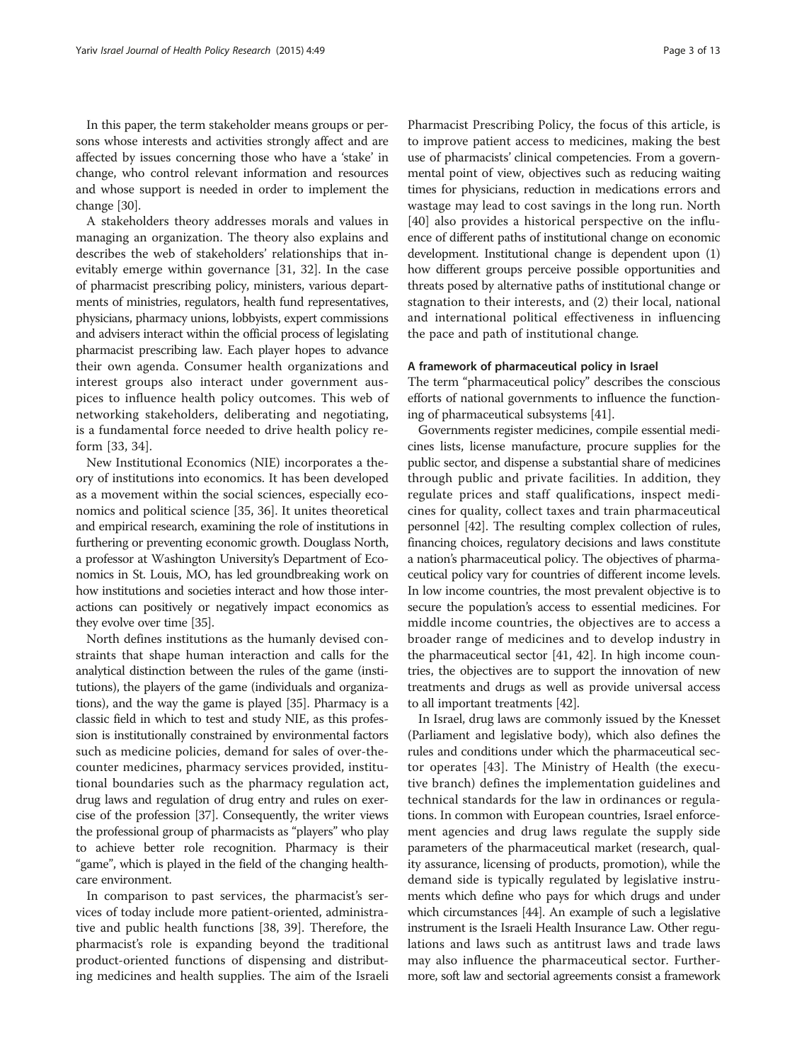In this paper, the term stakeholder means groups or persons whose interests and activities strongly affect and are affected by issues concerning those who have a 'stake' in change, who control relevant information and resources and whose support is needed in order to implement the change [30].

A stakeholders theory addresses morals and values in managing an organization. The theory also explains and describes the web of stakeholders' relationships that inevitably emerge within governance [31, 32]. In the case of pharmacist prescribing policy, ministers, various departments of ministries, regulators, health fund representatives, physicians, pharmacy unions, lobbyists, expert commissions and advisers interact within the official process of legislating pharmacist prescribing law. Each player hopes to advance their own agenda. Consumer health organizations and interest groups also interact under government auspices to influence health policy outcomes. This web of networking stakeholders, deliberating and negotiating, is a fundamental force needed to drive health policy reform [33, 34].

New Institutional Economics (NIE) incorporates a theory of institutions into economics. It has been developed as a movement within the social sciences, especially economics and political science [35, 36]. It unites theoretical and empirical research, examining the role of institutions in furthering or preventing economic growth. Douglass North, a professor at Washington University's Department of Economics in St. Louis, MO, has led groundbreaking work on how institutions and societies interact and how those interactions can positively or negatively impact economics as they evolve over time [35].

North defines institutions as the humanly devised constraints that shape human interaction and calls for the analytical distinction between the rules of the game (institutions), the players of the game (individuals and organizations), and the way the game is played [35]. Pharmacy is a classic field in which to test and study NIE, as this profession is institutionally constrained by environmental factors such as medicine policies, demand for sales of over-the-counter medicines, pharmacy services provided, institutional boundaries such as the pharmacy regulation act, drug laws and regulation of drug entry and rules on exercise of the profession [37]. Consequently, the writer views the professional group of pharmacists as "players" who play to achieve better role recognition. Pharmacy is their "game", which is played in the field of the changing healthcare environment.

In comparison to past services, the pharmacist's services of today include more patient-oriented, administrative and public health functions [38, 39]. Therefore, the pharmacist's role is expanding beyond the traditional product-oriented functions of dispensing and distributing medicines and health supplies. The aim of the Israeli Pharmacist Prescribing Policy, the focus of this article, is to improve patient access to medicines, making the best use of pharmacists' clinical competencies. From a governmental point of view, objectives such as reducing waiting times for physicians, reduction in medications errors and wastage may lead to cost savings in the long run. North [40] also provides a historical perspective on the influence of different paths of institutional change on economic development. Institutional change is dependent upon (1) how different groups perceive possible opportunities and threats posed by alternative paths of institutional change or stagnation to their interests, and (2) their local, national and international political effectiveness in influencing the pace and path of institutional change.

#### A framework of pharmaceutical policy in Israel

The term "pharmaceutical policy" describes the conscious efforts of national governments to influence the functioning of pharmaceutical subsystems [41].

Governments register medicines, compile essential medicines lists, license manufacture, procure supplies for the public sector, and dispense a substantial share of medicines through public and private facilities. In addition, they regulate prices and staff qualifications, inspect medicines for quality, collect taxes and train pharmaceutical personnel [42]. The resulting complex collection of rules, financing choices, regulatory decisions and laws constitute a nation's pharmaceutical policy. The objectives of pharmaceutical policy vary for countries of different income levels. In low income countries, the most prevalent objective is to secure the population's access to essential medicines. For middle income countries, the objectives are to access a broader range of medicines and to develop industry in the pharmaceutical sector [41, 42]. In high income countries, the objectives are to support the innovation of new treatments and drugs as well as provide universal access to all important treatments [42].

In Israel, drug laws are commonly issued by the Knesset (Parliament and legislative body), which also defines the rules and conditions under which the pharmaceutical sector operates [43]. The Ministry of Health (the executive branch) defines the implementation guidelines and technical standards for the law in ordinances or regulations. In common with European countries, Israel enforcement agencies and drug laws regulate the supply side parameters of the pharmaceutical market (research, quality assurance, licensing of products, promotion), while the demand side is typically regulated by legislative instruments which define who pays for which drugs and under which circumstances [44]. An example of such a legislative instrument is the Israeli Health Insurance Law. Other regulations and laws such as antitrust laws and trade laws may also influence the pharmaceutical sector. Furthermore, soft law and sectorial agreements consist a framework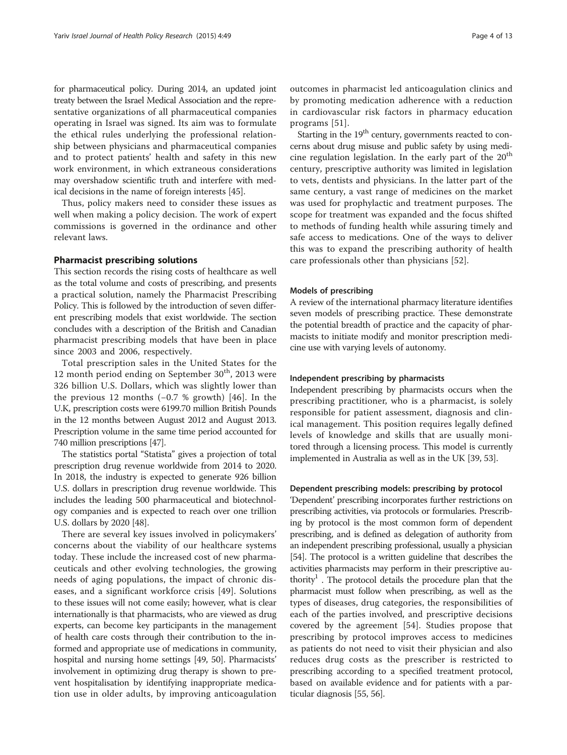for pharmaceutical policy. During 2014, an updated joint treaty between the Israel Medical Association and the representative organizations of all pharmaceutical companies operating in Israel was signed. Its aim was to formulate the ethical rules underlying the professional relationship between physicians and pharmaceutical companies and to protect patients' health and safety in this new work environment, in which extraneous considerations may overshadow scientific truth and interfere with medical decisions in the name of foreign interests [45].

Thus, policy makers need to consider these issues as well when making a policy decision. The work of expert commissions is governed in the ordinance and other relevant laws.

## Pharmacist prescribing solutions

This section records the rising costs of healthcare as well as the total volume and costs of prescribing, and presents a practical solution, namely the Pharmacist Prescribing Policy. This is followed by the introduction of seven different prescribing models that exist worldwide. The section concludes with a description of the British and Canadian pharmacist prescribing models that have been in place since 2003 and 2006, respectively.

Total prescription sales in the United States for the 12 month period ending on September 30th, 2013 were 326 billion U.S. Dollars, which was slightly lower than the previous 12 months (−0.7 % growth) [46]. In the U.K, prescription costs were 6199.70 million British Pounds in the 12 months between August 2012 and August 2013. Prescription volume in the same time period accounted for 740 million prescriptions [47].

The statistics portal "Statista" gives a projection of total prescription drug revenue worldwide from 2014 to 2020. In 2018, the industry is expected to generate 926 billion U.S. dollars in prescription drug revenue worldwide. This includes the leading 500 pharmaceutical and biotechnology companies and is expected to reach over one trillion U.S. dollars by 2020 [48].

There are several key issues involved in policymakers' concerns about the viability of our healthcare systems today. These include the increased cost of new pharmaceuticals and other evolving technologies, the growing needs of aging populations, the impact of chronic diseases, and a significant workforce crisis [49]. Solutions to these issues will not come easily; however, what is clear internationally is that pharmacists, who are viewed as drug experts, can become key participants in the management of health care costs through their contribution to the informed and appropriate use of medications in community, hospital and nursing home settings [49, 50]. Pharmacists' involvement in optimizing drug therapy is shown to prevent hospitalisation by identifying inappropriate medication use in older adults, by improving anticoagulation outcomes in pharmacist led anticoagulation clinics and by promoting medication adherence with a reduction in cardiovascular risk factors in pharmacy education programs [51].

Starting in the 19th century, governments reacted to concerns about drug misuse and public safety by using medicine regulation legislation. In the early part of the 20th century, prescriptive authority was limited in legislation to vets, dentists and physicians. In the latter part of the same century, a vast range of medicines on the market was used for prophylactic and treatment purposes. The scope for treatment was expanded and the focus shifted to methods of funding health while assuring timely and safe access to medications. One of the ways to deliver this was to expand the prescribing authority of health care professionals other than physicians [52].

### Models of prescribing

A review of the international pharmacy literature identifies seven models of prescribing practice. These demonstrate the potential breadth of practice and the capacity of pharmacists to initiate modify and monitor prescription medicine use with varying levels of autonomy.

### Independent prescribing by pharmacists

Independent prescribing by pharmacists occurs when the prescribing practitioner, who is a pharmacist, is solely responsible for patient assessment, diagnosis and clinical management. This position requires legally defined levels of knowledge and skills that are usually monitored through a licensing process. This model is currently implemented in Australia as well as in the UK [39, 53].

### Dependent prescribing models: prescribing by protocol

'Dependent' prescribing incorporates further restrictions on prescribing activities, via protocols or formularies. Prescribing by protocol is the most common form of dependent prescribing, and is defined as delegation of authority from an independent prescribing professional, usually a physician [54]. The protocol is a written guideline that describes the activities pharmacists may perform in their prescriptive authority[1] . The protocol details the procedure plan that the pharmacist must follow when prescribing, as well as the types of diseases, drug categories, the responsibilities of each of the parties involved, and prescriptive decisions covered by the agreement [54]. Studies propose that prescribing by protocol improves access to medicines as patients do not need to visit their physician and also reduces drug costs as the prescriber is restricted to prescribing according to a specified treatment protocol, based on available evidence and for patients with a particular diagnosis [55, 56].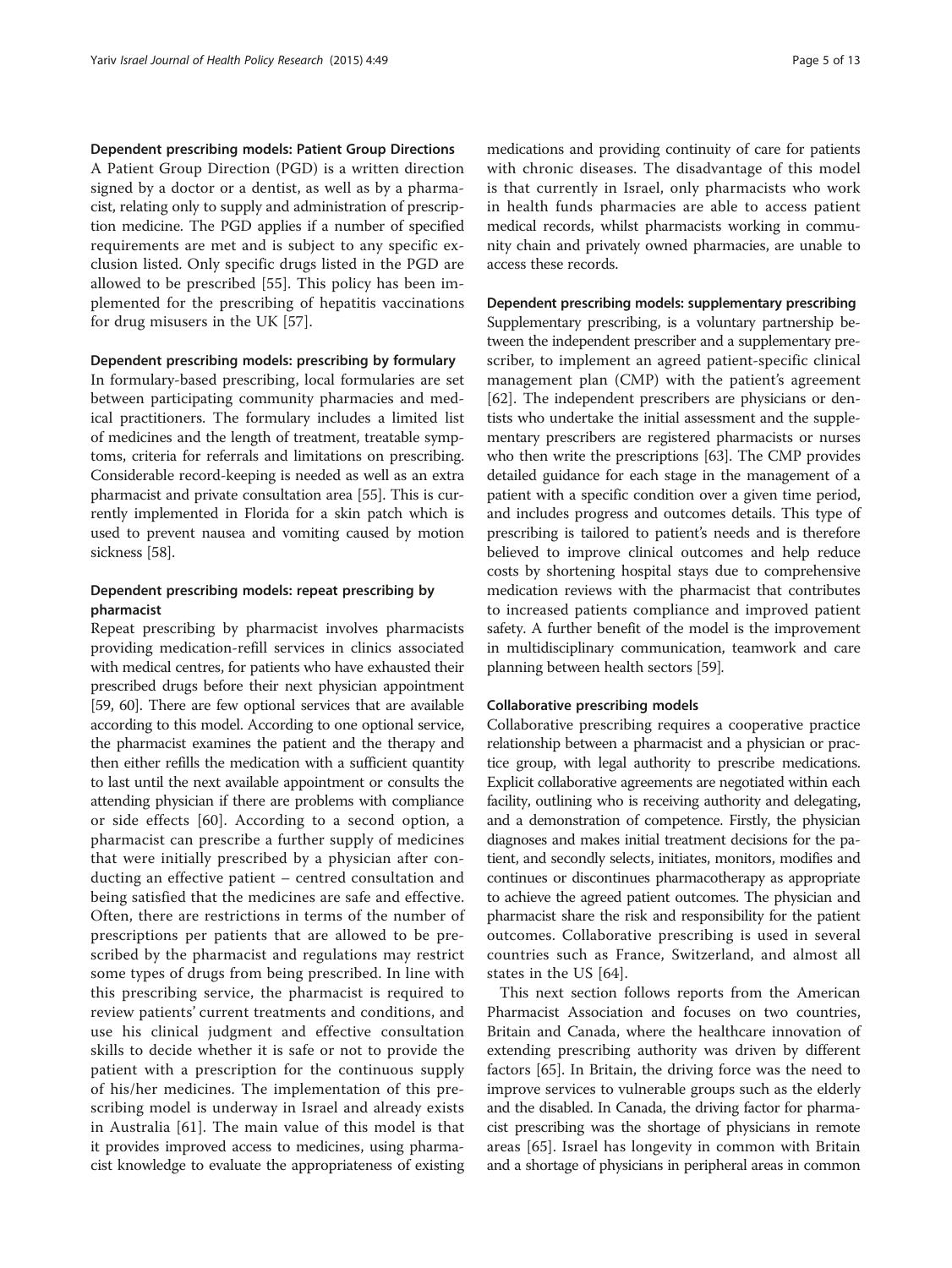### Dependent prescribing models: Patient Group Directions

A Patient Group Direction (PGD) is a written direction signed by a doctor or a dentist, as well as by a pharmacist, relating only to supply and administration of prescription medicine. The PGD applies if a number of specified requirements are met and is subject to any specific exclusion listed. Only specific drugs listed in the PGD are allowed to be prescribed [55]. This policy has been implemented for the prescribing of hepatitis vaccinations for drug misusers in the UK [57].

### Dependent prescribing models: prescribing by formulary

In formulary-based prescribing, local formularies are set between participating community pharmacies and medical practitioners. The formulary includes a limited list of medicines and the length of treatment, treatable symptoms, criteria for referrals and limitations on prescribing. Considerable record-keeping is needed as well as an extra pharmacist and private consultation area [55]. This is currently implemented in Florida for a skin patch which is used to prevent nausea and vomiting caused by motion sickness [58].

### Dependent prescribing models: repeat prescribing by pharmacist

Repeat prescribing by pharmacist involves pharmacists providing medication-refill services in clinics associated with medical centres, for patients who have exhausted their prescribed drugs before their next physician appointment [59, 60]. There are few optional services that are available according to this model. According to one optional service, the pharmacist examines the patient and the therapy and then either refills the medication with a sufficient quantity to last until the next available appointment or consults the attending physician if there are problems with compliance or side effects [60]. According to a second option, a pharmacist can prescribe a further supply of medicines that were initially prescribed by a physician after conducting an effective patient – centred consultation and being satisfied that the medicines are safe and effective. Often, there are restrictions in terms of the number of prescriptions per patients that are allowed to be prescribed by the pharmacist and regulations may restrict some types of drugs from being prescribed. In line with this prescribing service, the pharmacist is required to review patients' current treatments and conditions, and use his clinical judgment and effective consultation skills to decide whether it is safe or not to provide the patient with a prescription for the continuous supply of his/her medicines. The implementation of this prescribing model is underway in Israel and already exists in Australia [61]. The main value of this model is that it provides improved access to medicines, using pharmacist knowledge to evaluate the appropriateness of existing medications and providing continuity of care for patients with chronic diseases. The disadvantage of this model is that currently in Israel, only pharmacists who work in health funds pharmacies are able to access patient medical records, whilst pharmacists working in community chain and privately owned pharmacies, are unable to access these records.

### Dependent prescribing models: supplementary prescribing

Supplementary prescribing, is a voluntary partnership between the independent prescriber and a supplementary prescriber, to implement an agreed patient-specific clinical management plan (CMP) with the patient's agreement [62]. The independent prescribers are physicians or dentists who undertake the initial assessment and the supplementary prescribers are registered pharmacists or nurses who then write the prescriptions [63]. The CMP provides detailed guidance for each stage in the management of a patient with a specific condition over a given time period, and includes progress and outcomes details. This type of prescribing is tailored to patient's needs and is therefore believed to improve clinical outcomes and help reduce costs by shortening hospital stays due to comprehensive medication reviews with the pharmacist that contributes to increased patients compliance and improved patient safety. A further benefit of the model is the improvement in multidisciplinary communication, teamwork and care planning between health sectors [59].

### Collaborative prescribing models

Collaborative prescribing requires a cooperative practice relationship between a pharmacist and a physician or practice group, with legal authority to prescribe medications. Explicit collaborative agreements are negotiated within each facility, outlining who is receiving authority and delegating, and a demonstration of competence. Firstly, the physician diagnoses and makes initial treatment decisions for the patient, and secondly selects, initiates, monitors, modifies and continues or discontinues pharmacotherapy as appropriate to achieve the agreed patient outcomes. The physician and pharmacist share the risk and responsibility for the patient outcomes. Collaborative prescribing is used in several countries such as France, Switzerland, and almost all states in the US [64].

This next section follows reports from the American Pharmacist Association and focuses on two countries, Britain and Canada, where the healthcare innovation of extending prescribing authority was driven by different factors [65]. In Britain, the driving force was the need to improve services to vulnerable groups such as the elderly and the disabled. In Canada, the driving factor for pharmacist prescribing was the shortage of physicians in remote areas [65]. Israel has longevity in common with Britain and a shortage of physicians in peripheral areas in common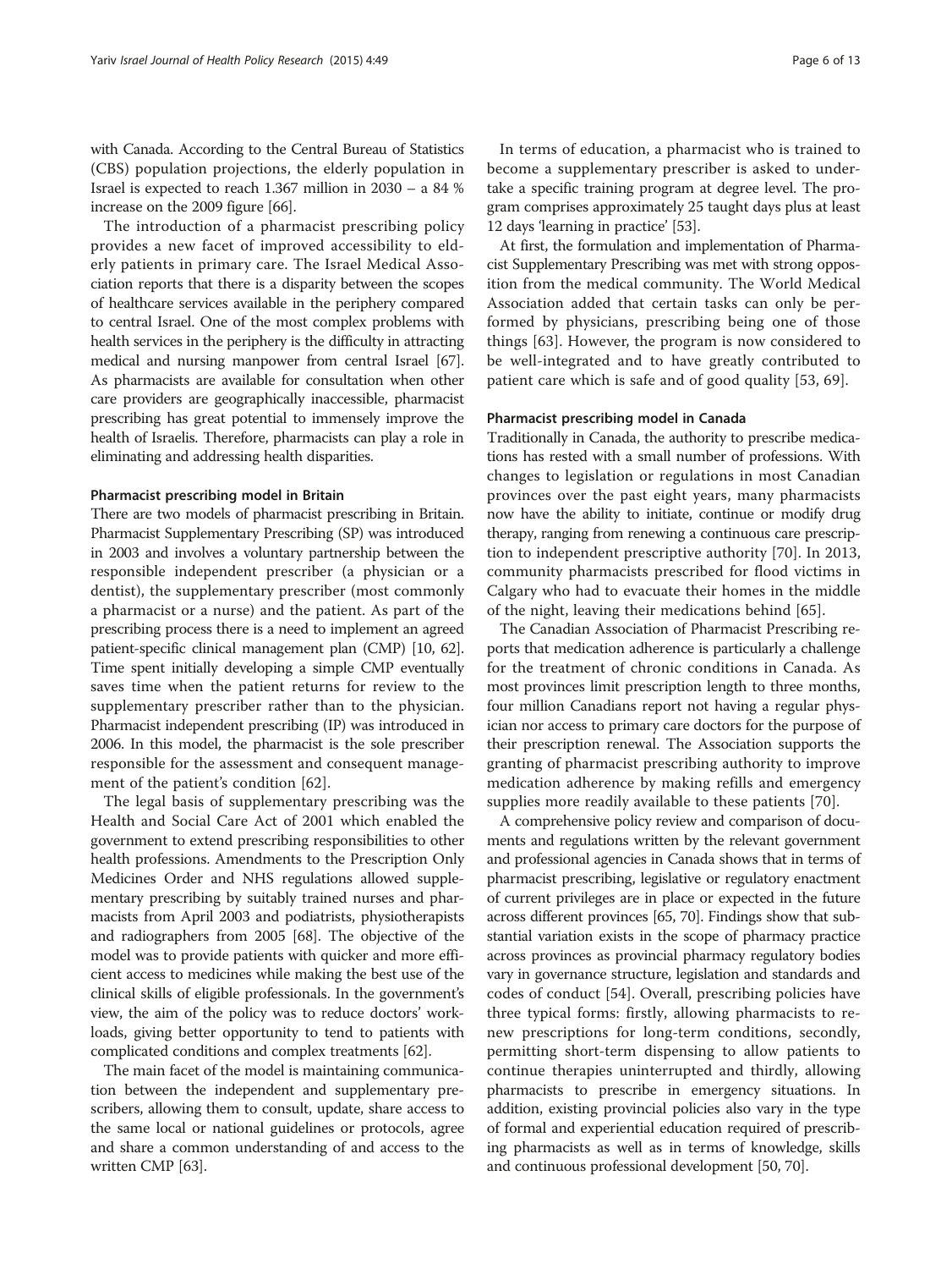with Canada. According to the Central Bureau of Statistics (CBS) population projections, the elderly population in Israel is expected to reach 1.367 million in 2030 – a 84 % increase on the 2009 figure [66].

The introduction of a pharmacist prescribing policy provides a new facet of improved accessibility to elderly patients in primary care. The Israel Medical Association reports that there is a disparity between the scopes of healthcare services available in the periphery compared to central Israel. One of the most complex problems with health services in the periphery is the difficulty in attracting medical and nursing manpower from central Israel [67]. As pharmacists are available for consultation when other care providers are geographically inaccessible, pharmacist prescribing has great potential to immensely improve the health of Israelis. Therefore, pharmacists can play a role in eliminating and addressing health disparities.

#### Pharmacist prescribing model in Britain

There are two models of pharmacist prescribing in Britain. Pharmacist Supplementary Prescribing (SP) was introduced in 2003 and involves a voluntary partnership between the responsible independent prescriber (a physician or a dentist), the supplementary prescriber (most commonly a pharmacist or a nurse) and the patient. As part of the prescribing process there is a need to implement an agreed patient-specific clinical management plan (CMP) [10, 62]. Time spent initially developing a simple CMP eventually saves time when the patient returns for review to the supplementary prescriber rather than to the physician. Pharmacist independent prescribing (IP) was introduced in 2006. In this model, the pharmacist is the sole prescriber responsible for the assessment and consequent management of the patient's condition [62].

The legal basis of supplementary prescribing was the Health and Social Care Act of 2001 which enabled the government to extend prescribing responsibilities to other health professions. Amendments to the Prescription Only Medicines Order and NHS regulations allowed supplementary prescribing by suitably trained nurses and pharmacists from April 2003 and podiatrists, physiotherapists and radiographers from 2005 [68]. The objective of the model was to provide patients with quicker and more efficient access to medicines while making the best use of the clinical skills of eligible professionals. In the government's view, the aim of the policy was to reduce doctors' workloads, giving better opportunity to tend to patients with complicated conditions and complex treatments [62].

The main facet of the model is maintaining communication between the independent and supplementary prescribers, allowing them to consult, update, share access to the same local or national guidelines or protocols, agree and share a common understanding of and access to the written CMP [63].

In terms of education, a pharmacist who is trained to become a supplementary prescriber is asked to undertake a specific training program at degree level. The program comprises approximately 25 taught days plus at least 12 days 'learning in practice' [53].

At first, the formulation and implementation of Pharmacist Supplementary Prescribing was met with strong opposition from the medical community. The World Medical Association added that certain tasks can only be performed by physicians, prescribing being one of those things [63]. However, the program is now considered to be well-integrated and to have greatly contributed to patient care which is safe and of good quality [53, 69].

#### Pharmacist prescribing model in Canada

Traditionally in Canada, the authority to prescribe medications has rested with a small number of professions. With changes to legislation or regulations in most Canadian provinces over the past eight years, many pharmacists now have the ability to initiate, continue or modify drug therapy, ranging from renewing a continuous care prescription to independent prescriptive authority [70]. In 2013, community pharmacists prescribed for flood victims in Calgary who had to evacuate their homes in the middle of the night, leaving their medications behind [65].

The Canadian Association of Pharmacist Prescribing reports that medication adherence is particularly a challenge for the treatment of chronic conditions in Canada. As most provinces limit prescription length to three months, four million Canadians report not having a regular physician nor access to primary care doctors for the purpose of their prescription renewal. The Association supports the granting of pharmacist prescribing authority to improve medication adherence by making refills and emergency supplies more readily available to these patients [70].

A comprehensive policy review and comparison of documents and regulations written by the relevant government and professional agencies in Canada shows that in terms of pharmacist prescribing, legislative or regulatory enactment of current privileges are in place or expected in the future across different provinces [65, 70]. Findings show that substantial variation exists in the scope of pharmacy practice across provinces as provincial pharmacy regulatory bodies vary in governance structure, legislation and standards and codes of conduct [54]. Overall, prescribing policies have three typical forms: firstly, allowing pharmacists to renew prescriptions for long-term conditions, secondly, permitting short-term dispensing to allow patients to continue therapies uninterrupted and thirdly, allowing pharmacists to prescribe in emergency situations. In addition, existing provincial policies also vary in the type of formal and experiential education required of prescribing pharmacists as well as in terms of knowledge, skills and continuous professional development [50, 70].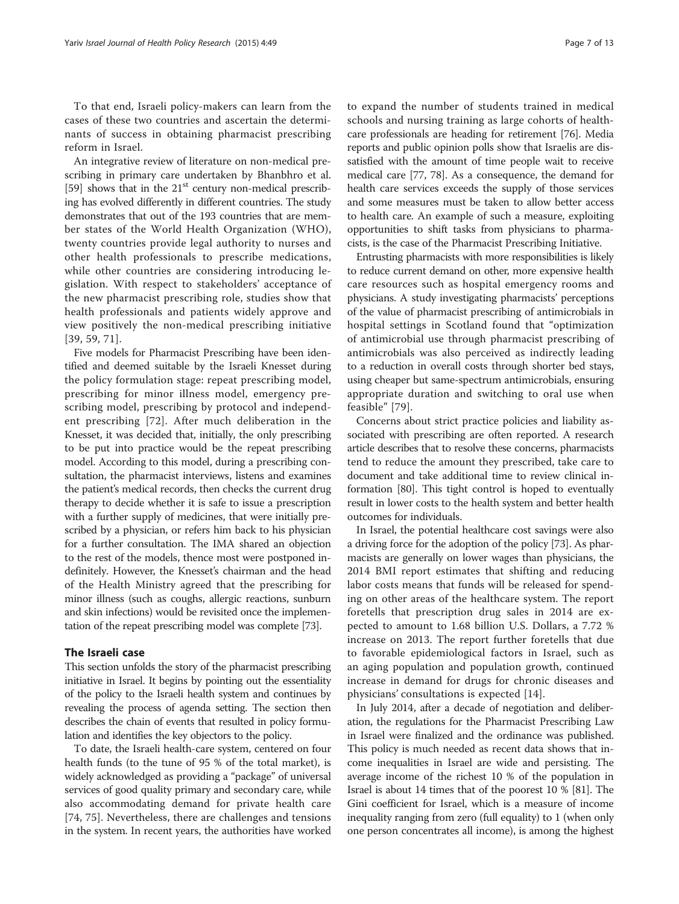To that end, Israeli policy-makers can learn from the cases of these two countries and ascertain the determinants of success in obtaining pharmacist prescribing reform in Israel.

An integrative review of literature on non-medical prescribing in primary care undertaken by Bhanbhro et al. [59] shows that in the 21st century non-medical prescribing has evolved differently in different countries. The study demonstrates that out of the 193 countries that are member states of the World Health Organization (WHO), twenty countries provide legal authority to nurses and other health professionals to prescribe medications, while other countries are considering introducing legislation. With respect to stakeholders' acceptance of the new pharmacist prescribing role, studies show that health professionals and patients widely approve and view positively the non-medical prescribing initiative [39, 59, 71].

Five models for Pharmacist Prescribing have been identified and deemed suitable by the Israeli Knesset during the policy formulation stage: repeat prescribing model, prescribing for minor illness model, emergency prescribing model, prescribing by protocol and independent prescribing [72]. After much deliberation in the Knesset, it was decided that, initially, the only prescribing to be put into practice would be the repeat prescribing model. According to this model, during a prescribing consultation, the pharmacist interviews, listens and examines the patient's medical records, then checks the current drug therapy to decide whether it is safe to issue a prescription with a further supply of medicines, that were initially prescribed by a physician, or refers him back to his physician for a further consultation. The IMA shared an objection to the rest of the models, thence most were postponed indefinitely. However, the Knesset's chairman and the head of the Health Ministry agreed that the prescribing for minor illness (such as coughs, allergic reactions, sunburn and skin infections) would be revisited once the implementation of the repeat prescribing model was complete [73].

## The Israeli case

This section unfolds the story of the pharmacist prescribing initiative in Israel. It begins by pointing out the essentiality of the policy to the Israeli health system and continues by revealing the process of agenda setting. The section then describes the chain of events that resulted in policy formulation and identifies the key objectors to the policy.

To date, the Israeli health-care system, centered on four health funds (to the tune of 95 % of the total market), is widely acknowledged as providing a "package" of universal services of good quality primary and secondary care, while also accommodating demand for private health care [74, 75]. Nevertheless, there are challenges and tensions in the system. In recent years, the authorities have worked to expand the number of students trained in medical schools and nursing training as large cohorts of healthcare professionals are heading for retirement [76]. Media reports and public opinion polls show that Israelis are dissatisfied with the amount of time people wait to receive medical care [77, 78]. As a consequence, the demand for health care services exceeds the supply of those services and some measures must be taken to allow better access to health care. An example of such a measure, exploiting opportunities to shift tasks from physicians to pharmacists, is the case of the Pharmacist Prescribing Initiative.

Entrusting pharmacists with more responsibilities is likely to reduce current demand on other, more expensive health care resources such as hospital emergency rooms and physicians. A study investigating pharmacists' perceptions of the value of pharmacist prescribing of antimicrobials in hospital settings in Scotland found that "optimization of antimicrobial use through pharmacist prescribing of antimicrobials was also perceived as indirectly leading to a reduction in overall costs through shorter bed stays, using cheaper but same-spectrum antimicrobials, ensuring appropriate duration and switching to oral use when feasible" [79].

Concerns about strict practice policies and liability associated with prescribing are often reported. A research article describes that to resolve these concerns, pharmacists tend to reduce the amount they prescribed, take care to document and take additional time to review clinical information [80]. This tight control is hoped to eventually result in lower costs to the health system and better health outcomes for individuals.

In Israel, the potential healthcare cost savings were also a driving force for the adoption of the policy [73]. As pharmacists are generally on lower wages than physicians, the 2014 BMI report estimates that shifting and reducing labor costs means that funds will be released for spending on other areas of the healthcare system. The report foretells that prescription drug sales in 2014 are expected to amount to 1.68 billion U.S. Dollars, a 7.72 % increase on 2013. The report further foretells that due to favorable epidemiological factors in Israel, such as an aging population and population growth, continued increase in demand for drugs for chronic diseases and physicians' consultations is expected [14].

In July 2014, after a decade of negotiation and deliberation, the regulations for the Pharmacist Prescribing Law in Israel were finalized and the ordinance was published. This policy is much needed as recent data shows that income inequalities in Israel are wide and persisting. The average income of the richest 10 % of the population in Israel is about 14 times that of the poorest 10 % [81]. The Gini coefficient for Israel, which is a measure of income inequality ranging from zero (full equality) to 1 (when only one person concentrates all income), is among the highest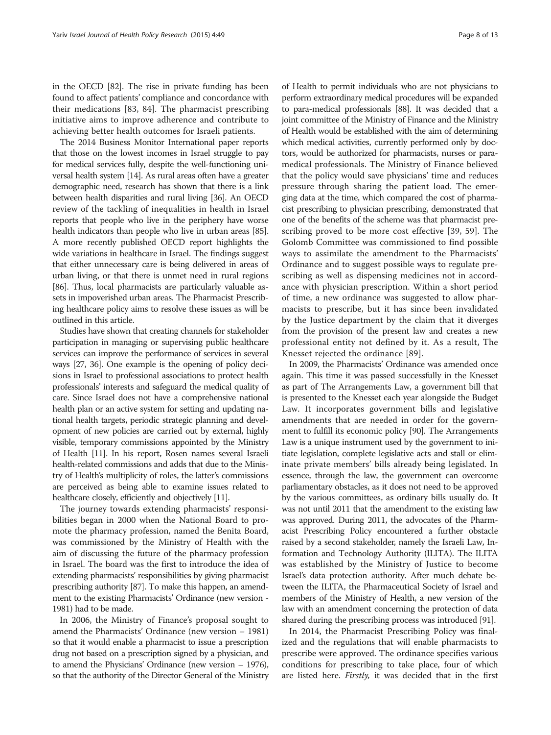in the OECD [82]. The rise in private funding has been found to affect patients' compliance and concordance with their medications [83, 84]. The pharmacist prescribing initiative aims to improve adherence and contribute to achieving better health outcomes for Israeli patients.

The 2014 Business Monitor International paper reports that those on the lowest incomes in Israel struggle to pay for medical services fully, despite the well-functioning universal health system [14]. As rural areas often have a greater demographic need, research has shown that there is a link between health disparities and rural living [36]. An OECD review of the tackling of inequalities in health in Israel reports that people who live in the periphery have worse health indicators than people who live in urban areas [85]. A more recently published OECD report highlights the wide variations in healthcare in Israel. The findings suggest that either unnecessary care is being delivered in areas of urban living, or that there is unmet need in rural regions [86]. Thus, local pharmacists are particularly valuable assets in impoverished urban areas. The Pharmacist Prescribing healthcare policy aims to resolve these issues as will be outlined in this article.

Studies have shown that creating channels for stakeholder participation in managing or supervising public healthcare services can improve the performance of services in several ways [27, 36]. One example is the opening of policy decisions in Israel to professional associations to protect health professionals' interests and safeguard the medical quality of care. Since Israel does not have a comprehensive national health plan or an active system for setting and updating national health targets, periodic strategic planning and development of new policies are carried out by external, highly visible, temporary commissions appointed by the Ministry of Health [11]. In his report, Rosen names several Israeli health-related commissions and adds that due to the Ministry of Health's multiplicity of roles, the latter's commissions are perceived as being able to examine issues related to healthcare closely, efficiently and objectively [11].

The journey towards extending pharmacists' responsibilities began in 2000 when the National Board to promote the pharmacy profession, named the Benita Board, was commissioned by the Ministry of Health with the aim of discussing the future of the pharmacy profession in Israel. The board was the first to introduce the idea of extending pharmacists' responsibilities by giving pharmacist prescribing authority [87]. To make this happen, an amendment to the existing Pharmacists' Ordinance (new version - 1981) had to be made.

In 2006, the Ministry of Finance's proposal sought to amend the Pharmacists' Ordinance (new version – 1981) so that it would enable a pharmacist to issue a prescription drug not based on a prescription signed by a physician, and to amend the Physicians' Ordinance (new version – 1976), so that the authority of the Director General of the Ministry of Health to permit individuals who are not physicians to perform extraordinary medical procedures will be expanded to para-medical professionals [88]. It was decided that a joint committee of the Ministry of Finance and the Ministry of Health would be established with the aim of determining which medical activities, currently performed only by doctors, would be authorized for pharmacists, nurses or para-medical professionals. The Ministry of Finance believed that the policy would save physicians' time and reduces pressure through sharing the patient load. The emerging data at the time, which compared the cost of pharmacist prescribing to physician prescribing, demonstrated that one of the benefits of the scheme was that pharmacist prescribing proved to be more cost effective [39, 59]. The Golomb Committee was commissioned to find possible ways to assimilate the amendment to the Pharmacists' Ordinance and to suggest possible ways to regulate prescribing as well as dispensing medicines not in accordance with physician prescription. Within a short period of time, a new ordinance was suggested to allow pharmacists to prescribe, but it has since been invalidated by the Justice department by the claim that it diverges from the provision of the present law and creates a new professional entity not defined by it. As a result, The Knesset rejected the ordinance [89].

In 2009, the Pharmacists' Ordinance was amended once again. This time it was passed successfully in the Knesset as part of The Arrangements Law, a government bill that is presented to the Knesset each year alongside the Budget Law. It incorporates government bills and legislative amendments that are needed in order for the government to fulfill its economic policy [90]. The Arrangements Law is a unique instrument used by the government to initiate legislation, complete legislative acts and stall or eliminate private members' bills already being legislated. In essence, through the law, the government can overcome parliamentary obstacles, as it does not need to be approved by the various committees, as ordinary bills usually do. It was not until 2011 that the amendment to the existing law was approved. During 2011, the advocates of the Pharmacist Prescribing Policy encountered a further obstacle raised by a second stakeholder, namely the Israeli Law, Information and Technology Authority (ILITA). The ILITA was established by the Ministry of Justice to become Israel's data protection authority. After much debate between the ILITA, the Pharmaceutical Society of Israel and members of the Ministry of Health, a new version of the law with an amendment concerning the protection of data shared during the prescribing process was introduced [91].

In 2014, the Pharmacist Prescribing Policy was finalized and the regulations that will enable pharmacists to prescribe were approved. The ordinance specifies various conditions for prescribing to take place, four of which are listed here. *Firstly,* it was decided that in the first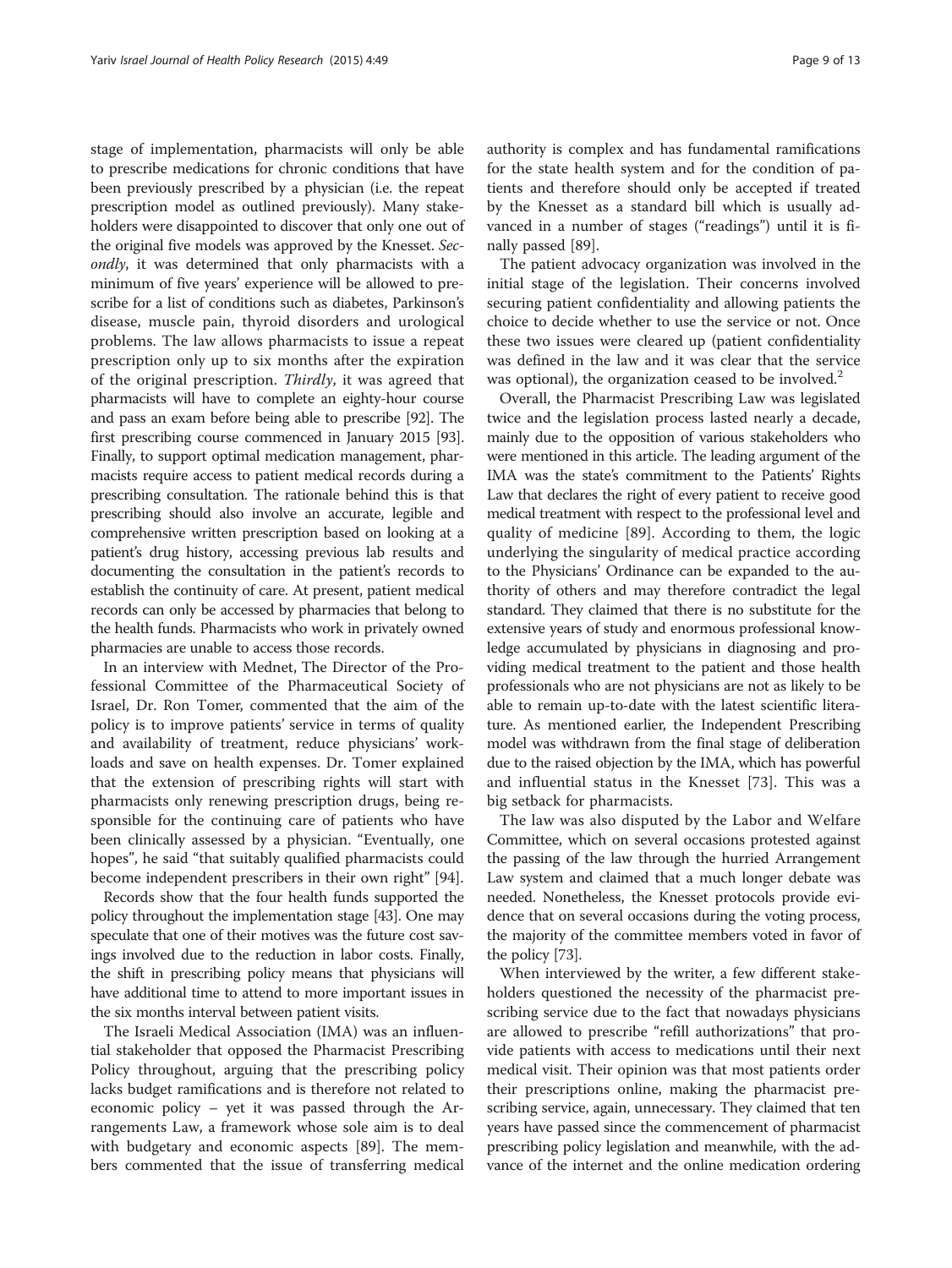stage of implementation, pharmacists will only be able to prescribe medications for chronic conditions that have been previously prescribed by a physician (i.e. the repeat prescription model as outlined previously). Many stakeholders were disappointed to discover that only one out of the original five models was approved by the Knesset. *Secondly*, it was determined that only pharmacists with a minimum of five years' experience will be allowed to prescribe for a list of conditions such as diabetes, Parkinson's disease, muscle pain, thyroid disorders and urological problems. The law allows pharmacists to issue a repeat prescription only up to six months after the expiration of the original prescription. *Thirdly*, it was agreed that pharmacists will have to complete an eighty-hour course and pass an exam before being able to prescribe [92]. The first prescribing course commenced in January 2015 [93]. Finally, to support optimal medication management, pharmacists require access to patient medical records during a prescribing consultation. The rationale behind this is that prescribing should also involve an accurate, legible and comprehensive written prescription based on looking at a patient's drug history, accessing previous lab results and documenting the consultation in the patient's records to establish the continuity of care. At present, patient medical records can only be accessed by pharmacies that belong to the health funds. Pharmacists who work in privately owned pharmacies are unable to access those records.

In an interview with Mednet, The Director of the Professional Committee of the Pharmaceutical Society of Israel, Dr. Ron Tomer, commented that the aim of the policy is to improve patients' service in terms of quality and availability of treatment, reduce physicians' workloads and save on health expenses. Dr. Tomer explained that the extension of prescribing rights will start with pharmacists only renewing prescription drugs, being responsible for the continuing care of patients who have been clinically assessed by a physician. "Eventually, one hopes", he said "that suitably qualified pharmacists could become independent prescribers in their own right" [94].

Records show that the four health funds supported the policy throughout the implementation stage [43]. One may speculate that one of their motives was the future cost savings involved due to the reduction in labor costs. Finally, the shift in prescribing policy means that physicians will have additional time to attend to more important issues in the six months interval between patient visits.

The Israeli Medical Association (IMA) was an influential stakeholder that opposed the Pharmacist Prescribing Policy throughout, arguing that the prescribing policy lacks budget ramifications and is therefore not related to economic policy – yet it was passed through the Arrangements Law, a framework whose sole aim is to deal with budgetary and economic aspects [89]. The members commented that the issue of transferring medical authority is complex and has fundamental ramifications for the state health system and for the condition of patients and therefore should only be accepted if treated by the Knesset as a standard bill which is usually advanced in a number of stages ("readings") until it is finally passed [89].

The patient advocacy organization was involved in the initial stage of the legislation. Their concerns involved securing patient confidentiality and allowing patients the choice to decide whether to use the service or not. Once these two issues were cleared up (patient confidentiality was defined in the law and it was clear that the service was optional), the organization ceased to be involved.[2]

Overall, the Pharmacist Prescribing Law was legislated twice and the legislation process lasted nearly a decade, mainly due to the opposition of various stakeholders who were mentioned in this article. The leading argument of the IMA was the state's commitment to the Patients' Rights Law that declares the right of every patient to receive good medical treatment with respect to the professional level and quality of medicine [89]. According to them, the logic underlying the singularity of medical practice according to the Physicians' Ordinance can be expanded to the authority of others and may therefore contradict the legal standard. They claimed that there is no substitute for the extensive years of study and enormous professional knowledge accumulated by physicians in diagnosing and providing medical treatment to the patient and those health professionals who are not physicians are not as likely to be able to remain up-to-date with the latest scientific literature. As mentioned earlier, the Independent Prescribing model was withdrawn from the final stage of deliberation due to the raised objection by the IMA, which has powerful and influential status in the Knesset [73]. This was a big setback for pharmacists.

The law was also disputed by the Labor and Welfare Committee, which on several occasions protested against the passing of the law through the hurried Arrangement Law system and claimed that a much longer debate was needed. Nonetheless, the Knesset protocols provide evidence that on several occasions during the voting process, the majority of the committee members voted in favor of the policy [73].

When interviewed by the writer, a few different stakeholders questioned the necessity of the pharmacist prescribing service due to the fact that nowadays physicians are allowed to prescribe "refill authorizations" that provide patients with access to medications until their next medical visit. Their opinion was that most patients order their prescriptions online, making the pharmacist prescribing service, again, unnecessary. They claimed that ten years have passed since the commencement of pharmacist prescribing policy legislation and meanwhile, with the advance of the internet and the online medication ordering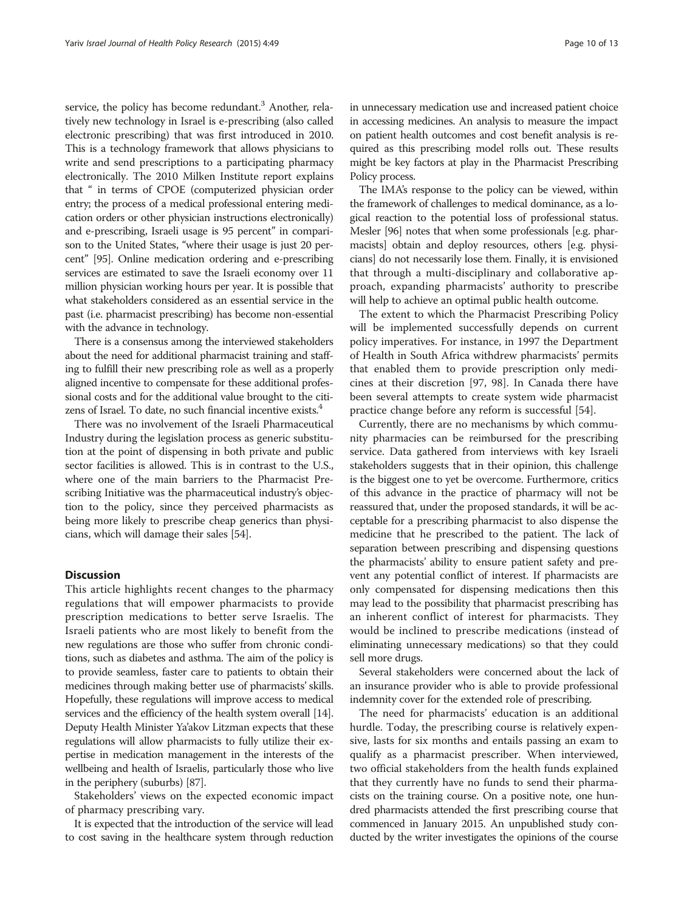service, the policy has become redundant.[3] Another, relatively new technology in Israel is e-prescribing (also called electronic prescribing) that was first introduced in 2010. This is a technology framework that allows physicians to write and send prescriptions to a participating pharmacy electronically. The 2010 Milken Institute report explains that " in terms of CPOE (computerized physician order entry; the process of a medical professional entering medication orders or other physician instructions electronically) and e-prescribing, Israeli usage is 95 percent" in comparison to the United States, "where their usage is just 20 percent" [95]. Online medication ordering and e-prescribing services are estimated to save the Israeli economy over 11 million physician working hours per year. It is possible that what stakeholders considered as an essential service in the past (i.e. pharmacist prescribing) has become non-essential with the advance in technology.

There is a consensus among the interviewed stakeholders about the need for additional pharmacist training and staffing to fulfill their new prescribing role as well as a properly aligned incentive to compensate for these additional professional costs and for the additional value brought to the citizens of Israel. To date, no such financial incentive exists.[4]

There was no involvement of the Israeli Pharmaceutical Industry during the legislation process as generic substitution at the point of dispensing in both private and public sector facilities is allowed. This is in contrast to the U.S., where one of the main barriers to the Pharmacist Prescribing Initiative was the pharmaceutical industry's objection to the policy, since they perceived pharmacists as being more likely to prescribe cheap generics than physicians, which will damage their sales [54].

## Discussion

This article highlights recent changes to the pharmacy regulations that will empower pharmacists to provide prescription medications to better serve Israelis. The Israeli patients who are most likely to benefit from the new regulations are those who suffer from chronic conditions, such as diabetes and asthma. The aim of the policy is to provide seamless, faster care to patients to obtain their medicines through making better use of pharmacists' skills. Hopefully, these regulations will improve access to medical services and the efficiency of the health system overall [14]. Deputy Health Minister Ya'akov Litzman expects that these regulations will allow pharmacists to fully utilize their expertise in medication management in the interests of the wellbeing and health of Israelis, particularly those who live in the periphery (suburbs) [87].

Stakeholders' views on the expected economic impact of pharmacy prescribing vary.

It is expected that the introduction of the service will lead to cost saving in the healthcare system through reduction in unnecessary medication use and increased patient choice in accessing medicines. An analysis to measure the impact on patient health outcomes and cost benefit analysis is required as this prescribing model rolls out. These results might be key factors at play in the Pharmacist Prescribing Policy process.

The IMA's response to the policy can be viewed, within the framework of challenges to medical dominance, as a logical reaction to the potential loss of professional status. Mesler [96] notes that when some professionals [e.g. pharmacists] obtain and deploy resources, others [e.g. physicians] do not necessarily lose them. Finally, it is envisioned that through a multi-disciplinary and collaborative approach, expanding pharmacists' authority to prescribe will help to achieve an optimal public health outcome.

The extent to which the Pharmacist Prescribing Policy will be implemented successfully depends on current policy imperatives. For instance, in 1997 the Department of Health in South Africa withdrew pharmacists' permits that enabled them to provide prescription only medicines at their discretion [97, 98]. In Canada there have been several attempts to create system wide pharmacist practice change before any reform is successful [54].

Currently, there are no mechanisms by which community pharmacies can be reimbursed for the prescribing service. Data gathered from interviews with key Israeli stakeholders suggests that in their opinion, this challenge is the biggest one to yet be overcome. Furthermore, critics of this advance in the practice of pharmacy will not be reassured that, under the proposed standards, it will be acceptable for a prescribing pharmacist to also dispense the medicine that he prescribed to the patient. The lack of separation between prescribing and dispensing questions the pharmacists' ability to ensure patient safety and prevent any potential conflict of interest. If pharmacists are only compensated for dispensing medications then this may lead to the possibility that pharmacist prescribing has an inherent conflict of interest for pharmacists. They would be inclined to prescribe medications (instead of eliminating unnecessary medications) so that they could sell more drugs.

Several stakeholders were concerned about the lack of an insurance provider who is able to provide professional indemnity cover for the extended role of prescribing.

The need for pharmacists' education is an additional hurdle. Today, the prescribing course is relatively expensive, lasts for six months and entails passing an exam to qualify as a pharmacist prescriber. When interviewed, two official stakeholders from the health funds explained that they currently have no funds to send their pharmacists on the training course. On a positive note, one hundred pharmacists attended the first prescribing course that commenced in January 2015. An unpublished study conducted by the writer investigates the opinions of the course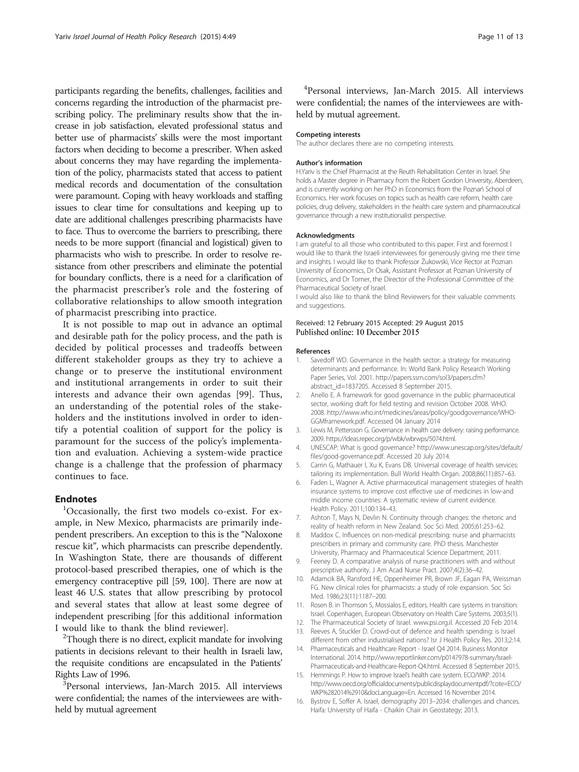participants regarding the benefits, challenges, facilities and concerns regarding the introduction of the pharmacist prescribing policy. The preliminary results show that the increase in job satisfaction, elevated professional status and better use of pharmacists' skills were the most important factors when deciding to become a prescriber. When asked about concerns they may have regarding the implementation of the policy, pharmacists stated that access to patient medical records and documentation of the consultation were paramount. Coping with heavy workloads and staffing issues to clear time for consultations and keeping up to date are additional challenges prescribing pharmacists have to face. Thus to overcome the barriers to prescribing, there needs to be more support (financial and logistical) given to pharmacists who wish to prescribe. In order to resolve resistance from other prescribers and eliminate the potential for boundary conflicts, there is a need for a clarification of the pharmacist prescriber's role and the fostering of collaborative relationships to allow smooth integration of pharmacist prescribing into practice.

It is not possible to map out in advance an optimal and desirable path for the policy process, and the path is decided by political processes and tradeoffs between different stakeholder groups as they try to achieve a change or to preserve the institutional environment and institutional arrangements in order to suit their interests and advance their own agendas [99]. Thus, an understanding of the potential roles of the stakeholders and the institutions involved in order to identify a potential coalition of support for the policy is paramount for the success of the policy's implementation and evaluation. Achieving a system-wide practice change is a challenge that the profession of pharmacy continues to face.

## Endnotes

[1]Occasionally, the first two models co-exist. For example, in New Mexico, pharmacists are primarily independent prescribers. An exception to this is the "Naloxone rescue kit", which pharmacists can prescribe dependently. In Washington State, there are thousands of different protocol-based prescribed therapies, one of which is the emergency contraceptive pill [59, 100]. There are now at least 46 U.S. states that allow prescribing by protocol and several states that allow at least some degree of independent prescribing [for this additional information I would like to thank the blind reviewer].

[2]Though there is no direct, explicit mandate for involving patients in decisions relevant to their health in Israeli law, the requisite conditions are encapsulated in the Patients' Rights Law of 1996.

[3]Personal interviews, Jan-March 2015. All interviews were confidential; the names of the interviewees are withheld by mutual agreement

[4]Personal interviews, Jan-March 2015. All interviews were confidential; the names of the interviewees are withheld by mutual agreement.

### Competing interests

The author declares there are no competing interests.

### Author's information

H.Yariv is the Chief Pharmacist at the Reuth Rehabilitation Center in Israel. She holds a Master degree in Pharmacy from the Robert Gordon University, Aberdeen, and is currently working on her PhD in Economics from the Poznań School of Economics. Her work focuses on topics such as health care reform, health care policies, drug delivery, stakeholders in the health care system and pharmaceutical governance through a new institutionalist perspective.

### Acknowledgments

I am grateful to all those who contributed to this paper. First and foremost I would like to thank the Israeli interviewees for generously giving me their time and insights. I would like to thank Professor Żukowski, Vice Rector at Poznan University of Economics, Dr Osak, Assistant Professor at Poznan University of Economics, and Dr Tomer, the Director of the Professional Committee of the Pharmaceutical Society of Israel.

I would also like to thank the blind Reviewers for their valuable comments and suggestions.

Received: 12 February 2015 Accepted: 29 August 2015
Published online: 10 December 2015

### References

1. Savedoff WD. Governance in the health sector: a strategy for measuring determinants and performance. In: World Bank Policy Research Working Paper Series, Vol. 2001. http://papers.ssrn.com/sol3/papers.cfm?abstract_id=1837205. Accessed 8 September 2015.
2. Anello E. A framework for good governance in the public pharmaceutical sector, working draft for field testing and revision October 2008. WHO. 2008. http://www.who.int/medicines/areas/policy/goodgovernance/WHO-GGMframework.pdf. Accessed 04 January 2014
3. Lewis M, Pettersson G. Governance in health care delivery: raising performance. 2009. https://ideas.repec.org/p/wbk/wbrwps/5074.html.
4. UNESCAP: What is good governance? http://www.unescap.org/sites/default/files/good-governance.pdf. Accessed 20 July 2014.
5. Carrin G, Mathauer I, Xu K, Evans DB. Universal coverage of health services: tailoring its implementation. Bull World Health Organ. 2008;86(11):857–63.
6. Faden L, Wagner A. Active pharmaceutical management strategies of health insurance systems to improve cost effective use of medicines in low-and middle income countries: A systematic review of current evidence. Health Policy. 2011;100:134–43.
7. Ashton T, Mays N, Devlin N. Continuity through changes: the rhetoric and reality of health reform in New Zealand. Soc Sci Med. 2005;61:253–62.
8. Maddox C. Influences on non-medical prescribing: nurse and pharmacists prescribers in primary and community care. PhD thesis. Manchester University, Pharmacy and Pharmaceutical Science Department; 2011.
9. Feeney D. A comparative analysis of nurse practitioners with and without prescriptive authority. J Am Acad Nurse Pract. 2007;4(2):36–42.
10. Adamcik BA, Ransford HE, Oppenheimer PR, Brown JF, Eagan PA, Weissman FG. New clinical roles for pharmacists: a study of role expansion. Soc Sci Med. 1986;23(11):1187–200.
11. Rosen B. in Thomson S, Mossialos E, editors. Health care systems in transition: Israel. Copenhagen, European Observatory on Health Care Systems. 2003;5(1).
12. The Pharmaceutical Society of Israel. www.psi.org.il. Accessed 20 Feb 2014.
13. Reeves A, Stuckler D. Crowd-out of defence and health spending: is Israel different from other industrialised nations? Isr J Health Policy Res. 2013;2:14.
14. Pharmaceuticals and Healthcare Report - Israel Q4 2014. Business Monitor International. 2014. http://www.reportlinker.com/p0147978-summary/Israel-Pharmaceuticals-and-Healthcare-Report-Q4.html. Accessed 8 September 2015.
15. Hemmings P. How to improve Israel's health care system. ECO/WKP. 2014. http://www.oecd.org/officialdocuments/publicdisplaydocumentpdf/?cote=ECO/WKP%282014%2910&docLanguage=En. Accessed 16 November 2014.
16. Bystrov E, Soffer A. Israel, demography 2013–2034: challenges and chances. Haifa: University of Haifa - Chaikin Chair in Geostategy; 2013.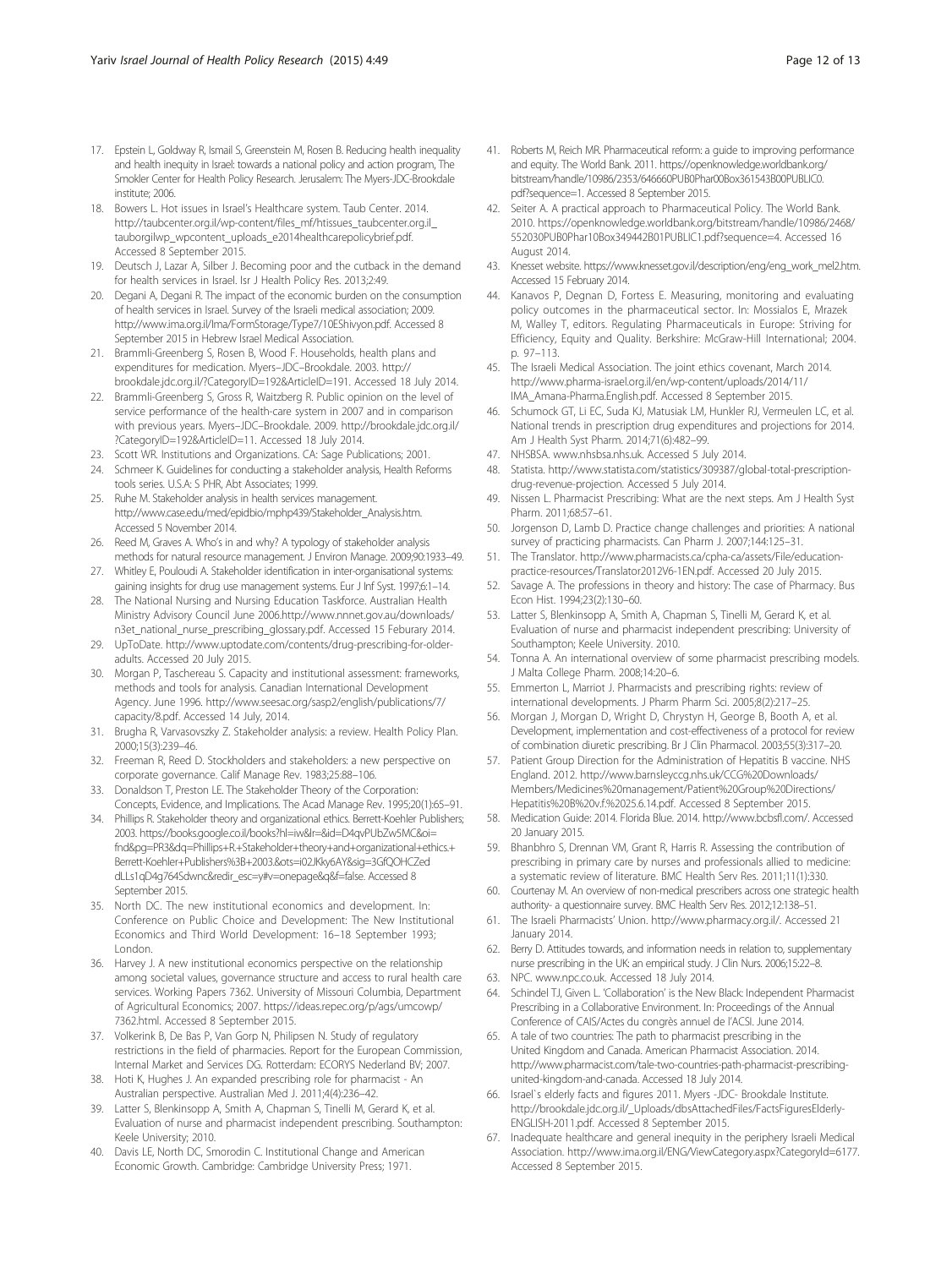17. Epstein L, Goldway R, Ismail S, Greenstein M, Rosen B. Reducing health inequality and health inequity in Israel: towards a national policy and action program, The Smokler Center for Health Policy Research. Jerusalem: The Myers-JDC-Brookdale institute; 2006.
18. Bowers L. Hot issues in Israel's Healthcare system. Taub Center. 2014. http://taubcenter.org.il/wp-content/files_mf/htissues_taubcenter.org.il_tauborgilwp_wpcontent_uploads_e2014healthcarepolicybrief.pdf. Accessed 8 September 2015.
19. Deutsch J, Lazar A, Silber J. Becoming poor and the cutback in the demand for health services in Israel. Isr J Health Policy Res. 2013;2:49.
20. Degani A, Degani R. The impact of the economic burden on the consumption of health services in Israel. Survey of the Israeli medical association; 2009. http://www.ima.org.il/Ima/FormStorage/Type7/10EShivyon.pdf. Accessed 8 September 2015 in Hebrew Israel Medical Association.
21. Brammli-Greenberg S, Rosen B, Wood F. Households, health plans and expenditures for medication. Myers–JDC–Brookdale. 2003. http://brookdale.jdc.org.il/?CategoryID=192&ArticleID=191. Accessed 18 July 2014.
22. Brammli-Greenberg S, Gross R, Waitzberg R. Public opinion on the level of service performance of the health-care system in 2007 and in comparison with previous years. Myers–JDC–Brookdale. 2009. http://brookdale.jdc.org.il/?CategoryID=192&ArticleID=11. Accessed 18 July 2014.
23. Scott WR. Institutions and Organizations. CA: Sage Publications; 2001.
24. Schmeer K. Guidelines for conducting a stakeholder analysis, Health Reforms tools series. U.S.A: S PHR, Abt Associates; 1999.
25. Ruhe M. Stakeholder analysis in health services management. http://www.case.edu/med/epidbio/mphp439/Stakeholder_Analysis.htm. Accessed 5 November 2014.
26. Reed M, Graves A. Who's in and why? A typology of stakeholder analysis methods for natural resource management. J Environ Manage. 2009;90:1933–49.
27. Whitley E, Pouloudi A. Stakeholder identification in inter-organisational systems: gaining insights for drug use management systems. Eur J Inf Syst. 1997;6:1–14.
28. The National Nursing and Nursing Education Taskforce. Australian Health Ministry Advisory Council June 2006.http://www.nnnet.gov.au/downloads/n3et_national_nurse_prescribing_glossary.pdf. Accessed 15 Feburary 2014.
29. UpToDate. http://www.uptodate.com/contents/drug-prescribing-for-older-adults. Accessed 20 July 2015.
30. Morgan P, Taschereau S. Capacity and institutional assessment: frameworks, methods and tools for analysis. Canadian International Development Agency. June 1996. http://www.seesac.org/sasp2/english/publications/7/capacity/8.pdf. Accessed 14 July, 2014.
31. Brugha R, Varvasovszky Z. Stakeholder analysis: a review. Health Policy Plan. 2000;15(3):239–46.
32. Freeman R, Reed D. Stockholders and stakeholders: a new perspective on corporate governance. Calif Manage Rev. 1983;25:88–106.
33. Donaldson T, Preston LE. The Stakeholder Theory of the Corporation: Concepts, Evidence, and Implications. The Acad Manage Rev. 1995;20(1):65–91.
34. Phillips R. Stakeholder theory and organizational ethics. Berrett-Koehler Publishers; 2003. https://books.google.co.il/books?hl=iw&lr=&id=D4qvPUbZw5MC&oi=fnd&pg=PR3&dq=Phillips+R.+Stakeholder+theory+and+organizational+ethics.+Berrett-Koehler+Publishers%3B+2003.&ots=i02JKky6AY&sig=3GfQOHCZeddLLs1qD4g764Sdwnc&redir_esc=y#v=onepage&q&f=false. Accessed 8 September 2015.
35. North DC. The new institutional economics and development. In: Conference on Public Choice and Development: The New Institutional Economics and Third World Development: 16–18 September 1993; London.
36. Harvey J. A new institutional economics perspective on the relationship among societal values, governance structure and access to rural health care services. Working Papers 7362. University of Missouri Columbia, Department of Agricultural Economics; 2007. https://ideas.repec.org/p/ags/umcowp/7362.html. Accessed 8 September 2015.
37. Volkerink B, De Bas P, Van Gorp N, Philipsen N. Study of regulatory restrictions in the field of pharmacies. Report for the European Commission, Internal Market and Services DG. Rotterdam: ECORYS Nederland BV; 2007.
38. Hoti K, Hughes J. An expanded prescribing role for pharmacist - An Australian perspective. Australian Med J. 2011;4(4):236–42.
39. Latter S, Blenkinsopp A, Smith A, Chapman S, Tinelli M, Gerard K, et al. Evaluation of nurse and pharmacist independent prescribing. Southampton: Keele University; 2010.
40. Davis LE, North DC, Smorodin C. Institutional Change and American Economic Growth. Cambridge: Cambridge University Press; 1971.
41. Roberts M, Reich MR. Pharmaceutical reform: a guide to improving performance and equity. The World Bank. 2011. https://openknowledge.worldbank.org/bitstream/handle/10986/2353/646660PUB0Phar00Box361543B00PUBLIC0.pdf?sequence=1. Accessed 8 September 2015.
42. Seiter A. A practical approach to Pharmaceutical Policy. The World Bank. 2010. https://openknowledge.worldbank.org/bitstream/handle/10986/2468/552030PUB0Phar10Box349442B01PUBLIC1.pdf?sequence=4. Accessed 16 August 2014.
43. Knesset website. https://www.knesset.gov.il/description/eng/eng_work_mel2.htm. Accessed 15 February 2014.
44. Kanavos P, Degnan D, Fortess E. Measuring, monitoring and evaluating policy outcomes in the pharmaceutical sector. In: Mossialos E, Mrazek M, Walley T, editors. Regulating Pharmaceuticals in Europe: Striving for Efficiency, Equity and Quality. Berkshire: McGraw-Hill International; 2004. p. 97–113.
45. The Israeli Medical Association. The joint ethics covenant, March 2014. http://www.pharma-israel.org.il/en/wp-content/uploads/2014/11/IMA_Amana-Pharma.English.pdf. Accessed 8 September 2015.
46. Schumock GT, Li EC, Suda KJ, Matusiak LM, Hunkler RJ, Vermeulen LC, et al. National trends in prescription drug expenditures and projections for 2014. Am J Health Syst Pharm. 2014;71(6):482–99.
47. NHSBSA. www.nhsbsa.nhs.uk. Accessed 5 July 2014.
48. Statista. http://www.statista.com/statistics/309387/global-total-prescription-drug-revenue-projection. Accessed 5 July 2014.
49. Nissen L. Pharmacist Prescribing: What are the next steps. Am J Health Syst Pharm. 2011;68:57–61.
50. Jorgenson D, Lamb D. Practice change challenges and priorities: A national survey of practicing pharmacists. Can Pharm J. 2007;144:125–31.
51. The Translator. http://www.pharmacists.ca/cpha-ca/assets/File/education-practice-resources/Translator2012V6-1EN.pdf. Accessed 20 July 2015.
52. Savage A. The professions in theory and history: The case of Pharmacy. Bus Econ Hist. 1994;23(2):130–60.
53. Latter S, Blenkinsopp A, Smith A, Chapman S, Tinelli M, Gerard K, et al. Evaluation of nurse and pharmacist independent prescribing: University of Southampton; Keele University. 2010.
54. Tonna A. An international overview of some pharmacist prescribing models. J Malta College Pharm. 2008;14:20–6.
55. Emmerton L, Marriot J. Pharmacists and prescribing rights: review of international developments. J Pharm Pharm Sci. 2005;8(2):217–25.
56. Morgan J, Morgan D, Wright D, Chrystyn H, George B, Booth A, et al. Development, implementation and cost-effectiveness of a protocol for review of combination diuretic prescribing. Br J Clin Pharmacol. 2003;55(3):317–20.
57. Patient Group Direction for the Administration of Hepatitis B vaccine. NHS England. 2012. http://www.barnsleyccg.nhs.uk/CCG%20Downloads/Members/Medicines%20management/Patient%20Group%20Directions/Hepatitis%20B%20v.f.%2025.6.14.pdf. Accessed 8 September 2015.
58. Medication Guide: 2014. Florida Blue. 2014. http://www.bcbsfl.com/. Accessed 20 January 2015.
59. Bhanbhro S, Drennan VM, Grant R, Harris R. Assessing the contribution of prescribing in primary care by nurses and professionals allied to medicine: a systematic review of literature. BMC Health Serv Res. 2011;11(1):330.
60. Courtenay M. An overview of non-medical prescribers across one strategic health authority- a questionnaire survey. BMC Health Serv Res. 2012;12:138–51.
61. The Israeli Pharmacists' Union. http://www.pharmacy.org.il/. Accessed 21 January 2014.
62. Berry D. Attitudes towards, and information needs in relation to, supplementary nurse prescribing in the UK: an empirical study. J Clin Nurs. 2006;15:22–8.
63. NPC. www.npc.co.uk. Accessed 18 July 2014.
64. Schindel TJ, Given L. 'Collaboration' is the New Black: Independent Pharmacist Prescribing in a Collaborative Environment. In: Proceedings of the Annual Conference of CAIS/Actes du congrès annuel de l'ACSI. June 2014.
65. A tale of two countries: The path to pharmacist prescribing in the United Kingdom and Canada. American Pharmacist Association. 2014. http://www.pharmacist.com/tale-two-countries-path-pharmacist-prescribing-united-kingdom-and-canada. Accessed 18 July 2014.
66. Israel`s elderly facts and figures 2011. Myers -JDC- Brookdale Institute. http://brookdale.jdc.org.il/_Uploads/dbsAttachedFiles/FactsFiguresElderly-ENGLISH-2011.pdf. Accessed 8 September 2015.
67. Inadequate healthcare and general inequity in the periphery Israeli Medical Association. http://www.ima.org.il/ENG/ViewCategory.aspx?CategoryId=6177. Accessed 8 September 2015.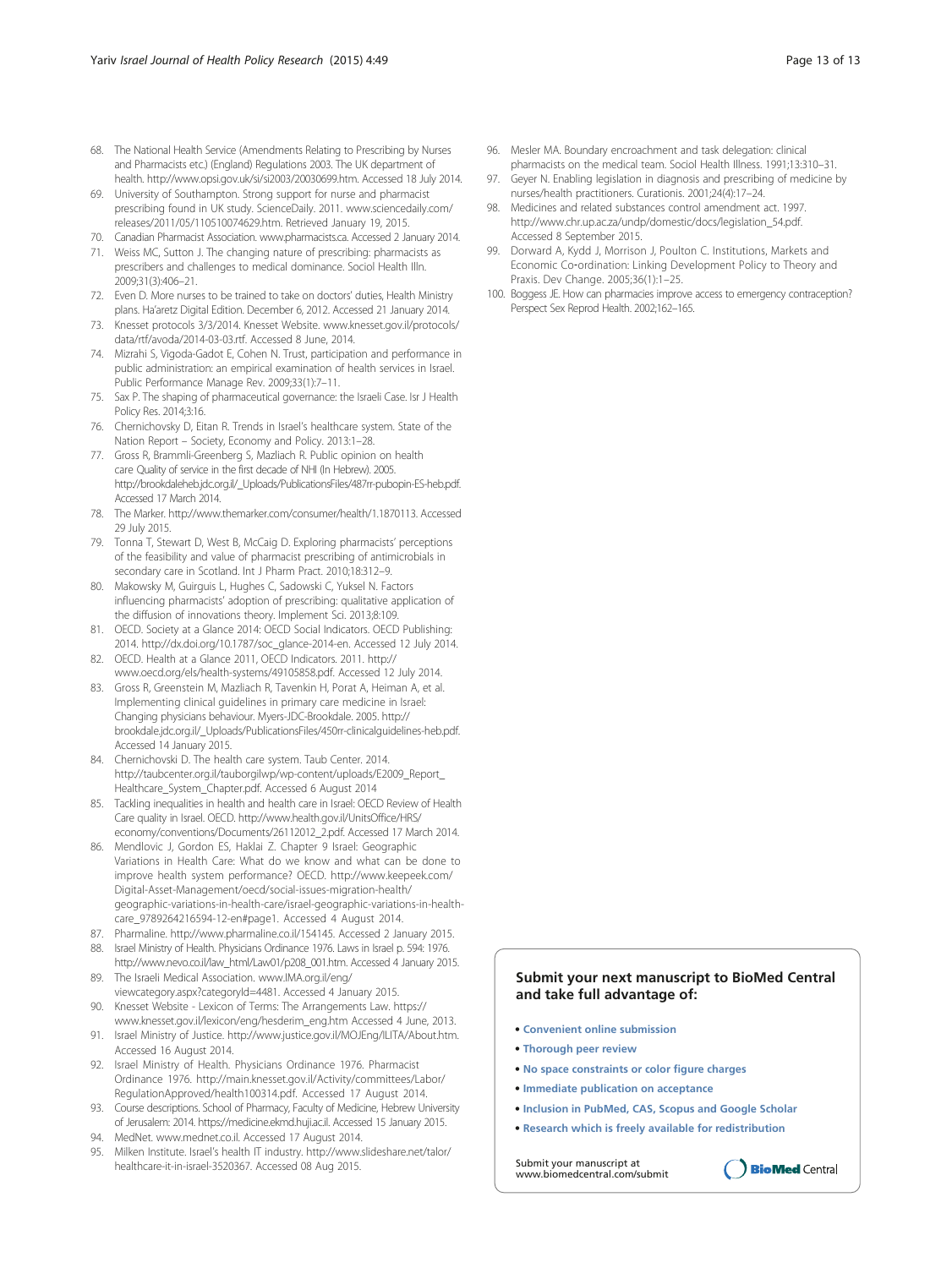68. The National Health Service (Amendments Relating to Prescribing by Nurses and Pharmacists etc.) (England) Regulations 2003. The UK department of health. http://www.opsi.gov.uk/si/si2003/20030699.htm. Accessed 18 July 2014.
69. University of Southampton. Strong support for nurse and pharmacist prescribing found in UK study. ScienceDaily. 2011. www.sciencedaily.com/releases/2011/05/110510074629.htm. Retrieved January 19, 2015.
70. Canadian Pharmacist Association. www.pharmacists.ca. Accessed 2 January 2014.
71. Weiss MC, Sutton J. The changing nature of prescribing: pharmacists as prescribers and challenges to medical dominance. Sociol Health Illn. 2009;31(3):406–21.
72. Even D. More nurses to be trained to take on doctors' duties, Health Ministry plans. Ha'aretz Digital Edition. December 6, 2012. Accessed 21 January 2014.
73. Knesset protocols 3/3/2014. Knesset Website. www.knesset.gov.il/protocols/data/rtf/avoda/2014-03-03.rtf. Accessed 8 June, 2014.
74. Mizrahi S, Vigoda-Gadot E, Cohen N. Trust, participation and performance in public administration: an empirical examination of health services in Israel. Public Performance Manage Rev. 2009;33(1):7–11.
75. Sax P. The shaping of pharmaceutical governance: the Israeli Case. Isr J Health Policy Res. 2014;3:16.
76. Chernichovsky D, Eitan R. Trends in Israel's healthcare system. State of the Nation Report – Society, Economy and Policy. 2013:1–28.
77. Gross R, Brammli-Greenberg S, Mazliach R. Public opinion on health care Quality of service in the first decade of NHI (In Hebrew). 2005. http://brookdaleheb.jdc.org.il/_Uploads/PublicationsFiles/487rr-pubopin-ES-heb.pdf. Accessed 17 March 2014.
78. The Marker. http://www.themarker.com/consumer/health/1.1870113. Accessed 29 July 2015.
79. Tonna T, Stewart D, West B, McCaig D. Exploring pharmacists' perceptions of the feasibility and value of pharmacist prescribing of antimicrobials in secondary care in Scotland. Int J Pharm Pract. 2010;18:312–9.
80. Makowsky M, Guirguis L, Hughes C, Sadowski C, Yuksel N. Factors influencing pharmacists' adoption of prescribing: qualitative application of the diffusion of innovations theory. Implement Sci. 2013;8:109.
81. OECD. Society at a Glance 2014: OECD Social Indicators. OECD Publishing: 2014. http://dx.doi.org/10.1787/soc_glance-2014-en. Accessed 12 July 2014.
82. OECD. Health at a Glance 2011, OECD Indicators. 2011. http://www.oecd.org/els/health-systems/49105858.pdf. Accessed 12 July 2014.
83. Gross R, Greenstein M, Mazliach R, Tavenkin H, Porat A, Heiman A, et al. Implementing clinical guidelines in primary care medicine in Israel: Changing physicians behaviour. Myers-JDC-Brookdale. 2005. http://brookdale.jdc.org.il/_Uploads/PublicationsFiles/450rr-clinicalguidelines-heb.pdf. Accessed 14 January 2015.
84. Chernichovski D. The health care system. Taub Center. 2014. http://taubcenter.org.il/tauborgilwp/wp-content/uploads/E2009_Report_Healthcare_System_Chapter.pdf. Accessed 6 August 2014
85. Tackling inequalities in health and health care in Israel: OECD Review of Health Care quality in Israel. OECD. http://www.health.gov.il/UnitsOffice/HRS/economy/conventions/Documents/26112012_2.pdf. Accessed 17 March 2014.
86. Mendlovic J, Gordon ES, Haklai Z. Chapter 9 Israel: Geographic Variations in Health Care: What do we know and what can be done to improve health system performance? OECD. http://www.keepeek.com/Digital-Asset-Management/oecd/social-issues-migration-health/geographic-variations-in-health-care/israel-geographic-variations-in-health-care_9789264216594-12-en#page1. Accessed 4 August 2014.
87. Pharmaline. http://www.pharmaline.co.il/154145. Accessed 2 January 2015.
88. Israel Ministry of Health. Physicians Ordinance 1976. Laws in Israel p. 594: 1976. http://www.nevo.co.il/law_html/Law01/p208_001.htm. Accessed 4 January 2015.
89. The Israeli Medical Association. www.IMA.org.il/eng/viewcategory.aspx?categoryId=4481. Accessed 4 January 2015.
90. Knesset Website - Lexicon of Terms: The Arrangements Law. https://www.knesset.gov.il/lexicon/eng/hesderim_eng.htm Accessed 4 June, 2013.
91. Israel Ministry of Justice. http://www.justice.gov.il/MOJEng/ILITA/About.htm. Accessed 16 August 2014.
92. Israel Ministry of Health. Physicians Ordinance 1976. Pharmacist Ordinance 1976. http://main.knesset.gov.il/Activity/committees/Labor/RegulationApproved/health100314.pdf. Accessed 17 August 2014.
93. Course descriptions. School of Pharmacy, Faculty of Medicine, Hebrew University of Jerusalem: 2014. https://medicine.ekmd.huji.ac.il. Accessed 15 January 2015.
94. MedNet. www.mednet.co.il. Accessed 17 August 2014.
95. Milken Institute. Israel's health IT industry. http://www.slideshare.net/talor/healthcare-it-in-israel-3520367. Accessed 08 Aug 2015.
96. Mesler MA. Boundary encroachment and task delegation: clinical pharmacists on the medical team. Sociol Health Illness. 1991;13:310–31.
97. Geyer N. Enabling legislation in diagnosis and prescribing of medicine by nurses/health practitioners. Curationis. 2001;24(4):17–24.
98. Medicines and related substances control amendment act. 1997. http://www.chr.up.ac.za/undp/domestic/docs/legislation_54.pdf. Accessed 8 September 2015.
99. Dorward A, Kydd J, Morrison J, Poulton C. Institutions, Markets and Economic Co-ordination: Linking Development Policy to Theory and Praxis. Dev Change. 2005;36(1):1–25.
100. Boggess JE. How can pharmacies improve access to emergency contraception? Perspect Sex Reprod Health. 2002;162–165.

**Submit your next manuscript to BioMed Central and take full advantage of:**

- Convenient online submission
- Thorough peer review
- No space constraints or color figure charges
- Immediate publication on acceptance
- Inclusion in PubMed, CAS, Scopus and Google Scholar
- Research which is freely available for redistribution

Submit your manuscript at www.biomedcentral.com/submit

BioMed Central